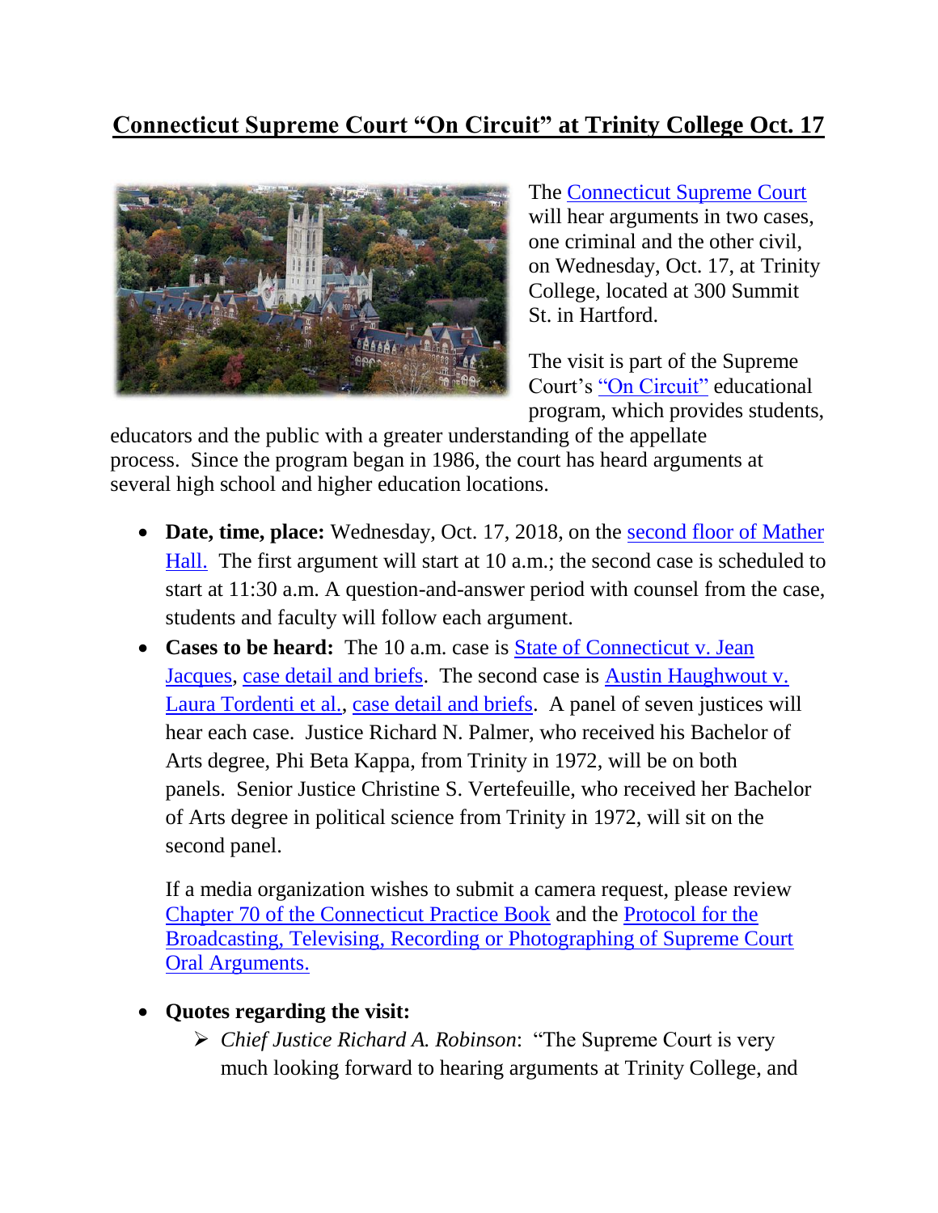# Connecticut Supreme Court "On Circuit" at Trinity College Oct. 17

The Connecticut Supreme Court will hear arguments in two cases, one criminal and the other civil, on Wednesday, Oct. 17, at Trinity College, located at 300 Summit St. in Hartford.

The visit is part of the Supreme Court's "On Circuit" educational program, which provides students, educators and the public with a greater understanding of the appellate process. Since the program began in 1986, the court has heard arguments at several high school and higher education locations.

- **Date, time, place:** Wednesday, Oct. 17, 2018, on the second floor of Mather Hall. The first argument will start at 10 a.m.; the second case is scheduled to start at 11:30 a.m. A question-and-answer period with counsel from the case, students and faculty will follow each argument.
- **Cases to be heard:** The 10 a.m. case is State of Connecticut v. Jean Jacques, case detail and briefs. The second case is Austin Haughwout v. Laura Tordenti et al., case detail and briefs. A panel of seven justices will hear each case. Justice Richard N. Palmer, who received his Bachelor of Arts degree, Phi Beta Kappa, from Trinity in 1972, will be on both panels. Senior Justice Christine S. Vertefeuille, who received her Bachelor of Arts degree in political science from Trinity in 1972, will sit on the second panel.

  If a media organization wishes to submit a camera request, please review Chapter 70 of the Connecticut Practice Book and the Protocol for the Broadcasting, Televising, Recording or Photographing of Supreme Court Oral Arguments.

- **Quotes regarding the visit:**
  - *Chief Justice Richard A. Robinson*: "The Supreme Court is very much looking forward to hearing arguments at Trinity College, and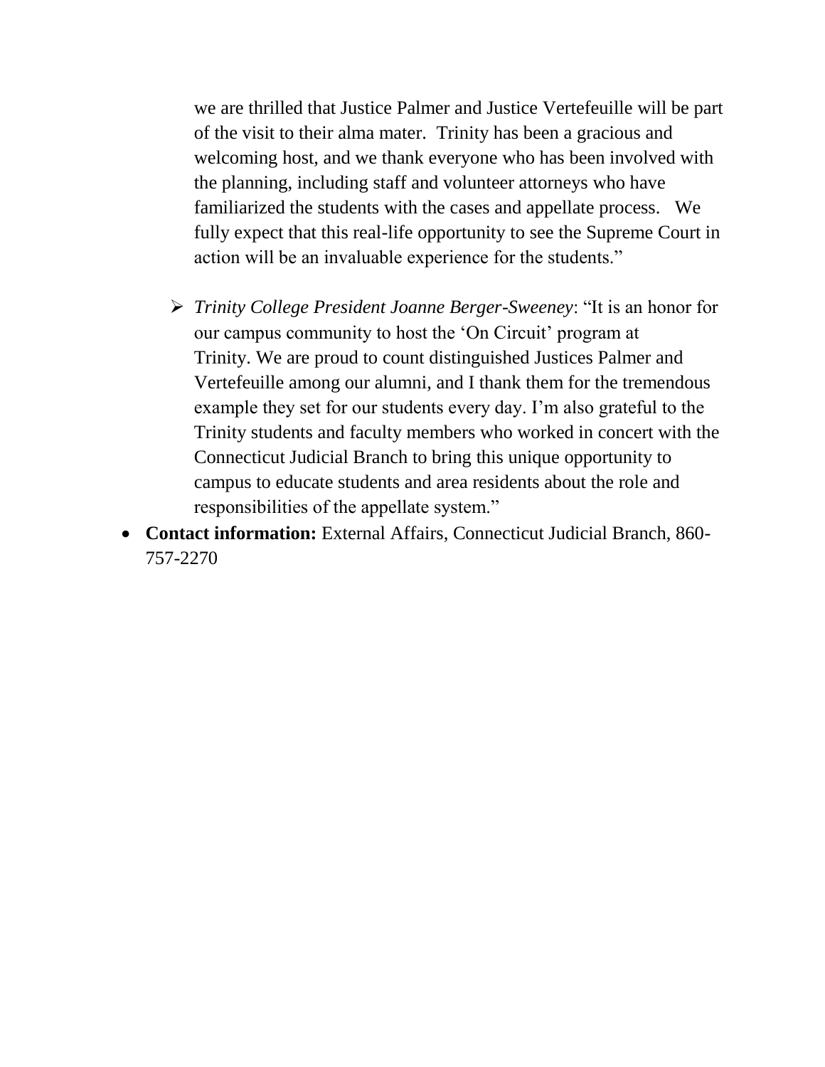we are thrilled that Justice Palmer and Justice Vertefeuille will be part of the visit to their alma mater. Trinity has been a gracious and welcoming host, and we thank everyone who has been involved with the planning, including staff and volunteer attorneys who have familiarized the students with the cases and appellate process. We fully expect that this real-life opportunity to see the Supreme Court in action will be an invaluable experience for the students."

  - *Trinity College President Joanne Berger-Sweeney*: "It is an honor for our campus community to host the 'On Circuit' program at Trinity. We are proud to count distinguished Justices Palmer and Vertefeuille among our alumni, and I thank them for the tremendous example they set for our students every day. I'm also grateful to the Trinity students and faculty members who worked in concert with the Connecticut Judicial Branch to bring this unique opportunity to campus to educate students and area residents about the role and responsibilities of the appellate system."

- **Contact information:** External Affairs, Connecticut Judicial Branch, 860-757-2270